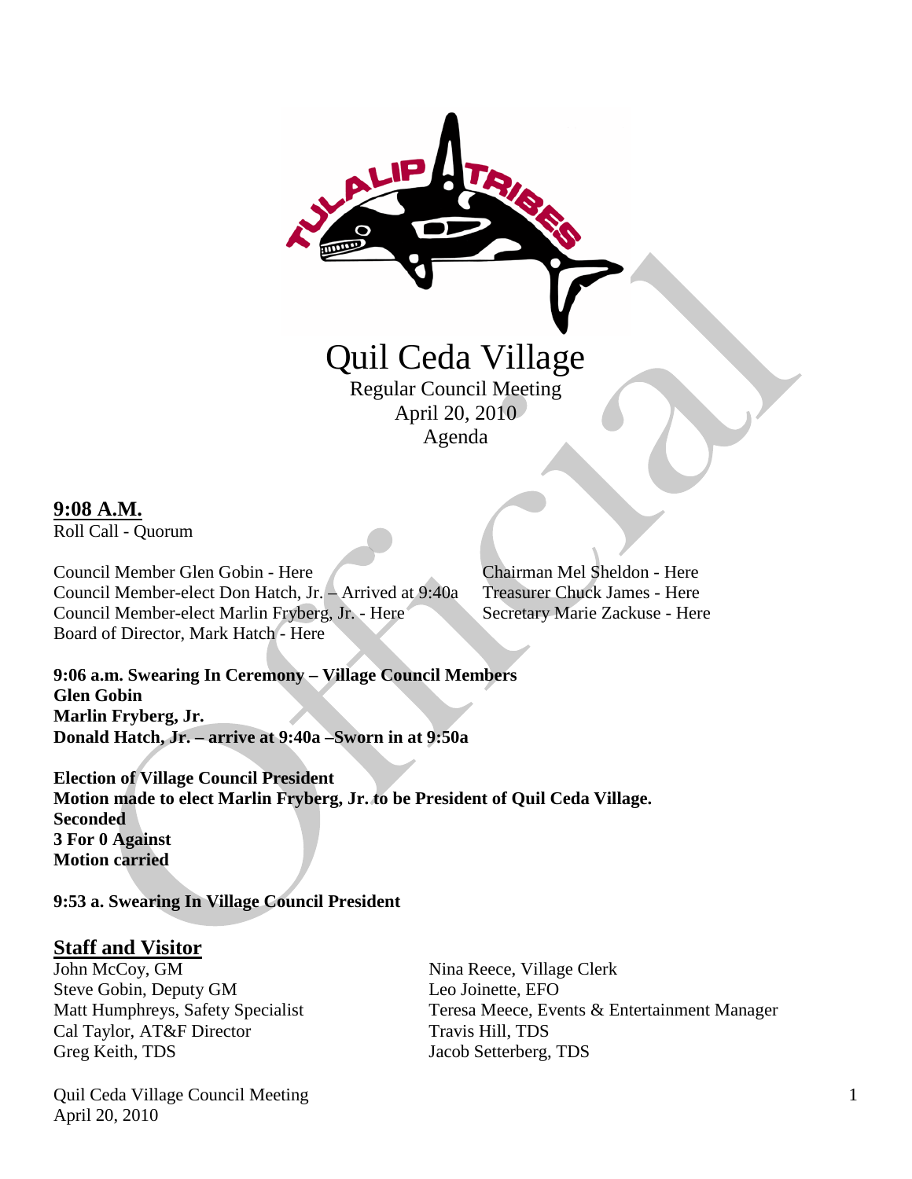# Quil Ceda Village

Regular Council Meeting
April 20, 2010
Agenda

**9:08 A.M.**

Roll Call - Quorum

Council Member Glen Gobin - Here
Council Member-elect Don Hatch, Jr. – Arrived at 9:40a
Council Member-elect Marlin Fryberg, Jr. - Here
Board of Director, Mark Hatch - Here
Chairman Mel Sheldon - Here
Treasurer Chuck James - Here
Secretary Marie Zackuse - Here

**9:06 a.m. Swearing In Ceremony – Village Council Members**
**Glen Gobin**
**Marlin Fryberg, Jr.**
**Donald Hatch, Jr. – arrive at 9:40a –Sworn in at 9:50a**

**Election of Village Council President**
**Motion made to elect Marlin Fryberg, Jr. to be President of Quil Ceda Village.**
**Seconded**
**3 For 0 Against**
**Motion carried**

**9:53 a. Swearing In Village Council President**

## Staff and Visitor

John McCoy, GM
Steve Gobin, Deputy GM
Matt Humphreys, Safety Specialist
Cal Taylor, AT&F Director
Greg Keith, TDS
Nina Reece, Village Clerk
Leo Joinette, EFO
Teresa Meece, Events & Entertainment Manager
Travis Hill, TDS
Jacob Setterberg, TDS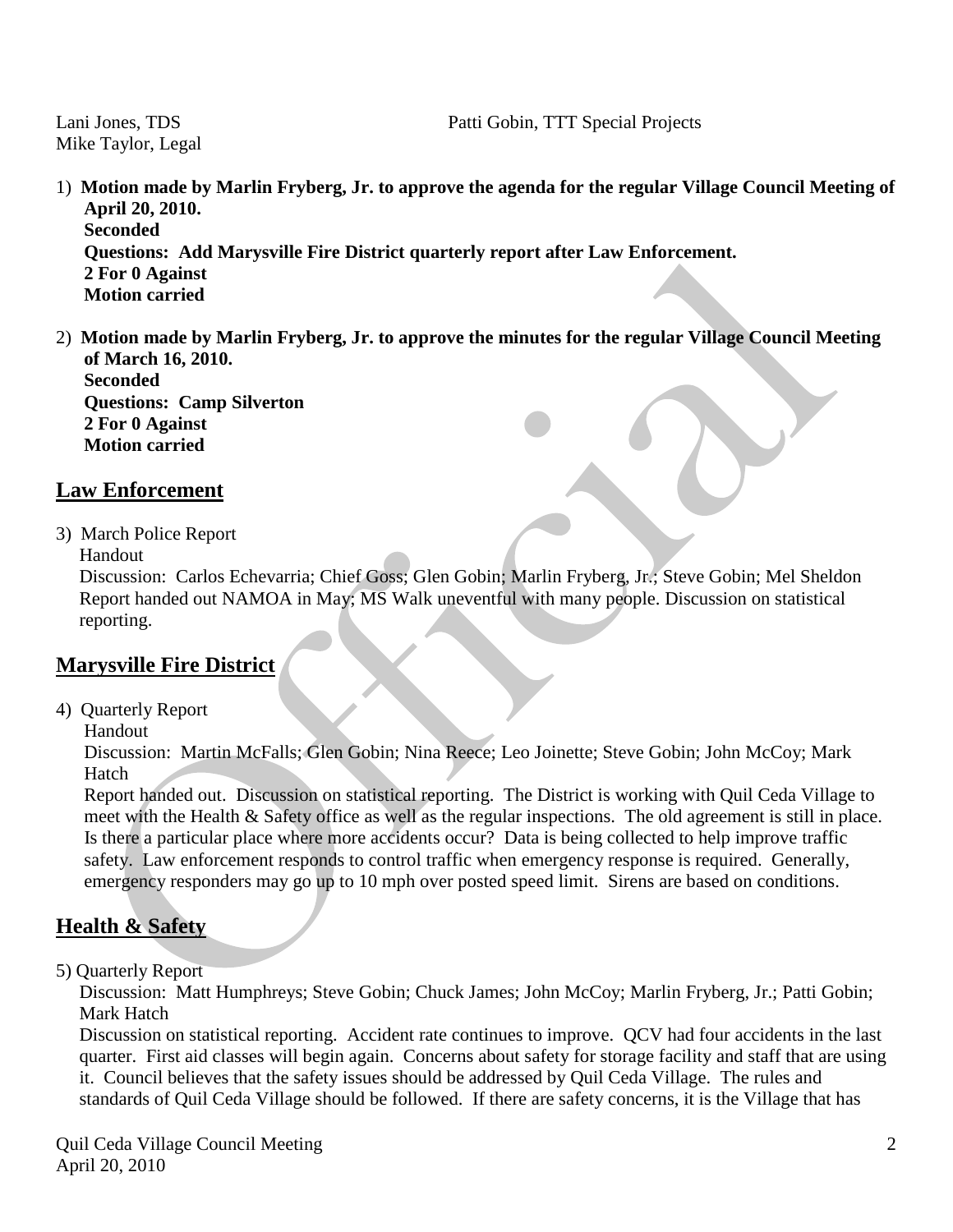Lani Jones, TDS
Mike Taylor, Legal

Patti Gobin, TTT Special Projects

1) **Motion made by Marlin Fryberg, Jr. to approve the agenda for the regular Village Council Meeting of April 20, 2010.**
   **Seconded**
   **Questions: Add Marysville Fire District quarterly report after Law Enforcement.**
   **2 For 0 Against**
   **Motion carried**

2) **Motion made by Marlin Fryberg, Jr. to approve the minutes for the regular Village Council Meeting of March 16, 2010.**
   **Seconded**
   **Questions: Camp Silverton**
   **2 For 0 Against**
   **Motion carried**

## Law Enforcement

3) March Police Report
   Handout
   Discussion: Carlos Echevarria; Chief Goss; Glen Gobin; Marlin Fryberg, Jr.; Steve Gobin; Mel Sheldon
   Report handed out NAMOA in May; MS Walk uneventful with many people. Discussion on statistical reporting.

## Marysville Fire District

4) Quarterly Report
   Handout
   Discussion: Martin McFalls; Glen Gobin; Nina Reece; Leo Joinette; Steve Gobin; John McCoy; Mark Hatch
   Report handed out. Discussion on statistical reporting. The District is working with Quil Ceda Village to meet with the Health & Safety office as well as the regular inspections. The old agreement is still in place. Is there a particular place where more accidents occur? Data is being collected to help improve traffic safety. Law enforcement responds to control traffic when emergency response is required. Generally, emergency responders may go up to 10 mph over posted speed limit. Sirens are based on conditions.

## Health & Safety

5) Quarterly Report
   Discussion: Matt Humphreys; Steve Gobin; Chuck James; John McCoy; Marlin Fryberg, Jr.; Patti Gobin; Mark Hatch
   Discussion on statistical reporting. Accident rate continues to improve. QCV had four accidents in the last quarter. First aid classes will begin again. Concerns about safety for storage facility and staff that are using it. Council believes that the safety issues should be addressed by Quil Ceda Village. The rules and standards of Quil Ceda Village should be followed. If there are safety concerns, it is the Village that has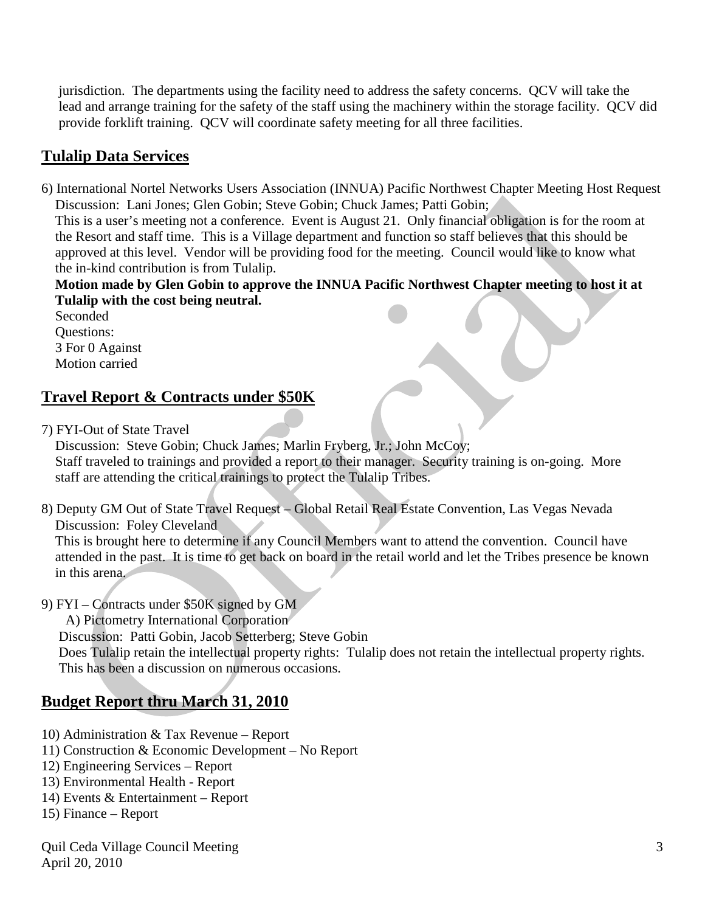jurisdiction. The departments using the facility need to address the safety concerns. QCV will take the lead and arrange training for the safety of the staff using the machinery within the storage facility. QCV did provide forklift training. QCV will coordinate safety meeting for all three facilities.

## Tulalip Data Services

6) International Nortel Networks Users Association (INNUA) Pacific Northwest Chapter Meeting Host Request
Discussion: Lani Jones; Glen Gobin; Steve Gobin; Chuck James; Patti Gobin;
This is a user's meeting not a conference. Event is August 21. Only financial obligation is for the room at the Resort and staff time. This is a Village department and function so staff believes that this should be approved at this level. Vendor will be providing food for the meeting. Council would like to know what the in-kind contribution is from Tulalip.
**Motion made by Glen Gobin to approve the INNUA Pacific Northwest Chapter meeting to host it at Tulalip with the cost being neutral.**
Seconded
Questions:
3 For 0 Against
Motion carried

## Travel Report & Contracts under $50K

7) FYI-Out of State Travel
Discussion: Steve Gobin; Chuck James; Marlin Fryberg, Jr.; John McCoy;
Staff traveled to trainings and provided a report to their manager. Security training is on-going. More staff are attending the critical trainings to protect the Tulalip Tribes.

8) Deputy GM Out of State Travel Request – Global Retail Real Estate Convention, Las Vegas Nevada
Discussion: Foley Cleveland
This is brought here to determine if any Council Members want to attend the convention. Council have attended in the past. It is time to get back on board in the retail world and let the Tribes presence be known in this arena.

9) FYI – Contracts under $50K signed by GM
A) Pictometry International Corporation
Discussion: Patti Gobin, Jacob Setterberg; Steve Gobin
Does Tulalip retain the intellectual property rights: Tulalip does not retain the intellectual property rights. This has been a discussion on numerous occasions.

## Budget Report thru March 31, 2010

10) Administration & Tax Revenue – Report
11) Construction & Economic Development – No Report
12) Engineering Services – Report
13) Environmental Health - Report
14) Events & Entertainment – Report
15) Finance – Report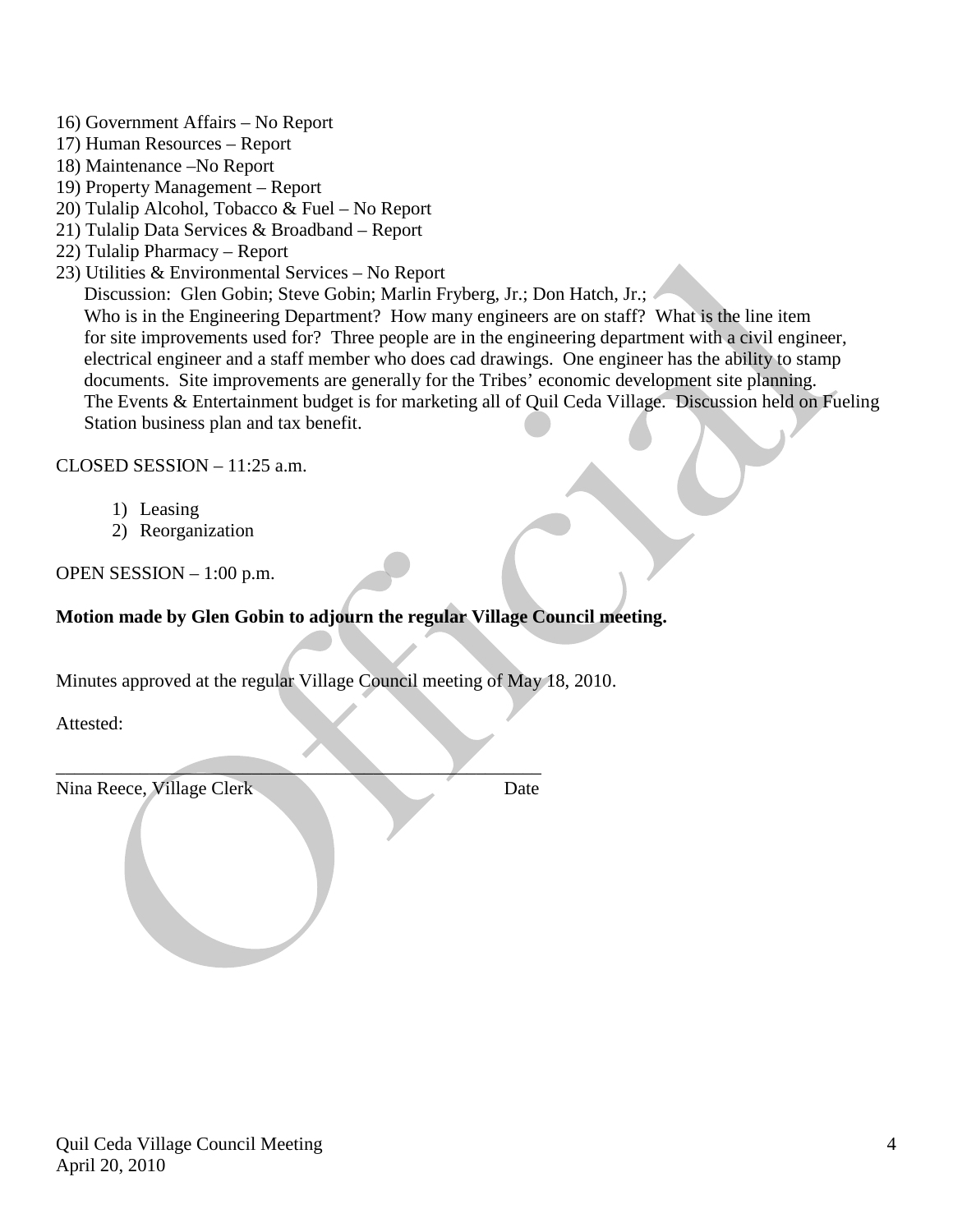16) Government Affairs – No Report
17) Human Resources – Report
18) Maintenance –No Report
19) Property Management – Report
20) Tulalip Alcohol, Tobacco & Fuel – No Report
21) Tulalip Data Services & Broadband – Report
22) Tulalip Pharmacy – Report
23) Utilities & Environmental Services – No Report

Discussion: Glen Gobin; Steve Gobin; Marlin Fryberg, Jr.; Don Hatch, Jr.;
Who is in the Engineering Department? How many engineers are on staff? What is the line item for site improvements used for? Three people are in the engineering department with a civil engineer, electrical engineer and a staff member who does cad drawings. One engineer has the ability to stamp documents. Site improvements are generally for the Tribes' economic development site planning. The Events & Entertainment budget is for marketing all of Quil Ceda Village. Discussion held on Fueling Station business plan and tax benefit.

CLOSED SESSION – 11:25 a.m.

1) Leasing
2) Reorganization

OPEN SESSION – 1:00 p.m.

**Motion made by Glen Gobin to adjourn the regular Village Council meeting.**

Minutes approved at the regular Village Council meeting of May 18, 2010.

Attested:

\_\_\_\_\_\_\_\_\_\_\_\_\_\_\_\_\_\_\_\_\_\_\_\_\_\_\_\_\_\_\_\_\_\_\_\_\_\_\_\_\_\_\_\_\_\_\_\_

Nina Reece, Village Clerk                                        Date